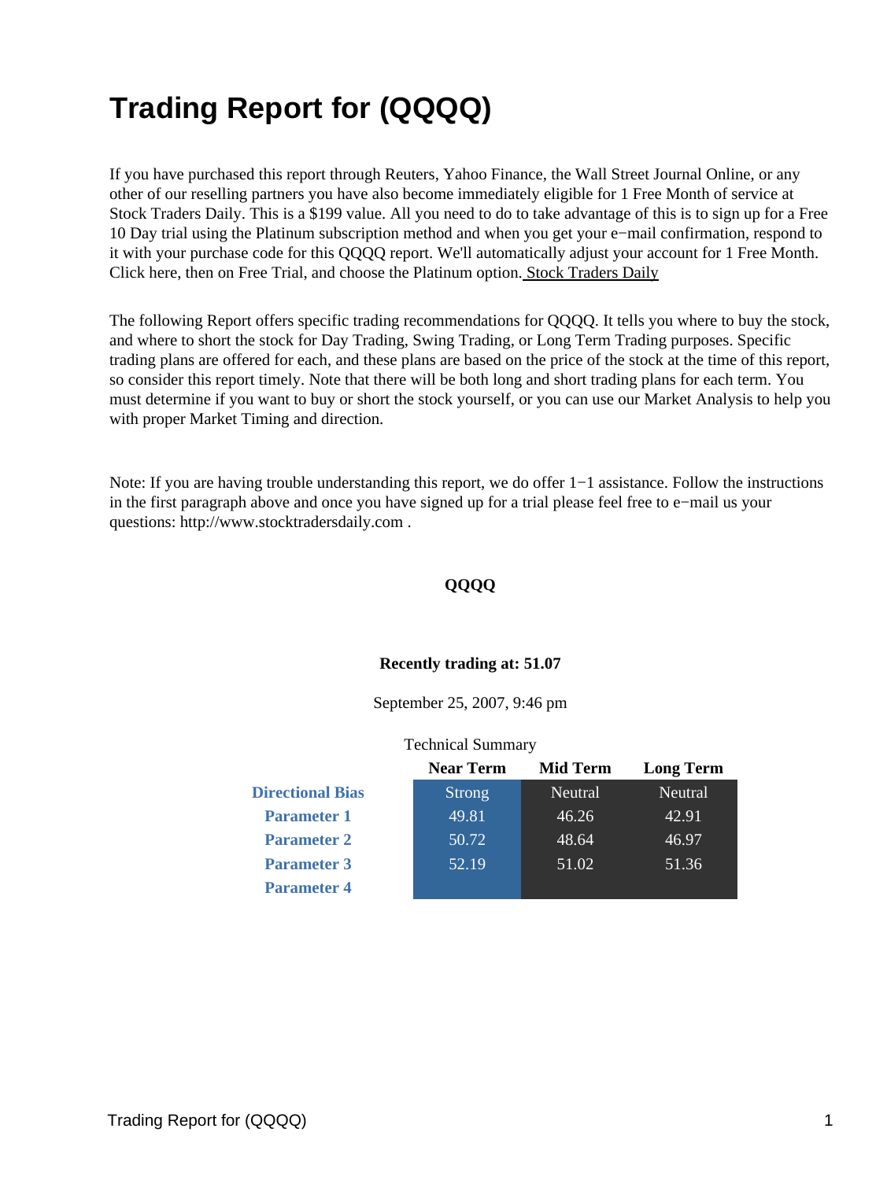# Trading Report for (QQQQ)

If you have purchased this report through Reuters, Yahoo Finance, the Wall Street Journal Online, or any other of our reselling partners you have also become immediately eligible for 1 Free Month of service at Stock Traders Daily. This is a $199 value. All you need to do to take advantage of this is to sign up for a Free 10 Day trial using the Platinum subscription method and when you get your e−mail confirmation, respond to it with your purchase code for this QQQQ report. We'll automatically adjust your account for 1 Free Month. Click here, then on Free Trial, and choose the Platinum option. Stock Traders Daily

The following Report offers specific trading recommendations for QQQQ. It tells you where to buy the stock, and where to short the stock for Day Trading, Swing Trading, or Long Term Trading purposes. Specific trading plans are offered for each, and these plans are based on the price of the stock at the time of this report, so consider this report timely. Note that there will be both long and short trading plans for each term. You must determine if you want to buy or short the stock yourself, or you can use our Market Analysis to help you with proper Market Timing and direction.

Note: If you are having trouble understanding this report, we do offer 1−1 assistance. Follow the instructions in the first paragraph above and once you have signed up for a trial please feel free to e−mail us your questions: http://www.stocktradersdaily.com .

**QQQQ**

**Recently trading at: 51.07**

September 25, 2007, 9:46 pm

Technical Summary

| | Near Term | Mid Term | Long Term |
|---|---|---|---|
| **Directional Bias** | Strong | Neutral | Neutral |
| **Parameter 1** | 49.81 | 46.26 | 42.91 |
| **Parameter 2** | 50.72 | 48.64 | 46.97 |
| **Parameter 3** | 52.19 | 51.02 | 51.36 |
| **Parameter 4** | | | |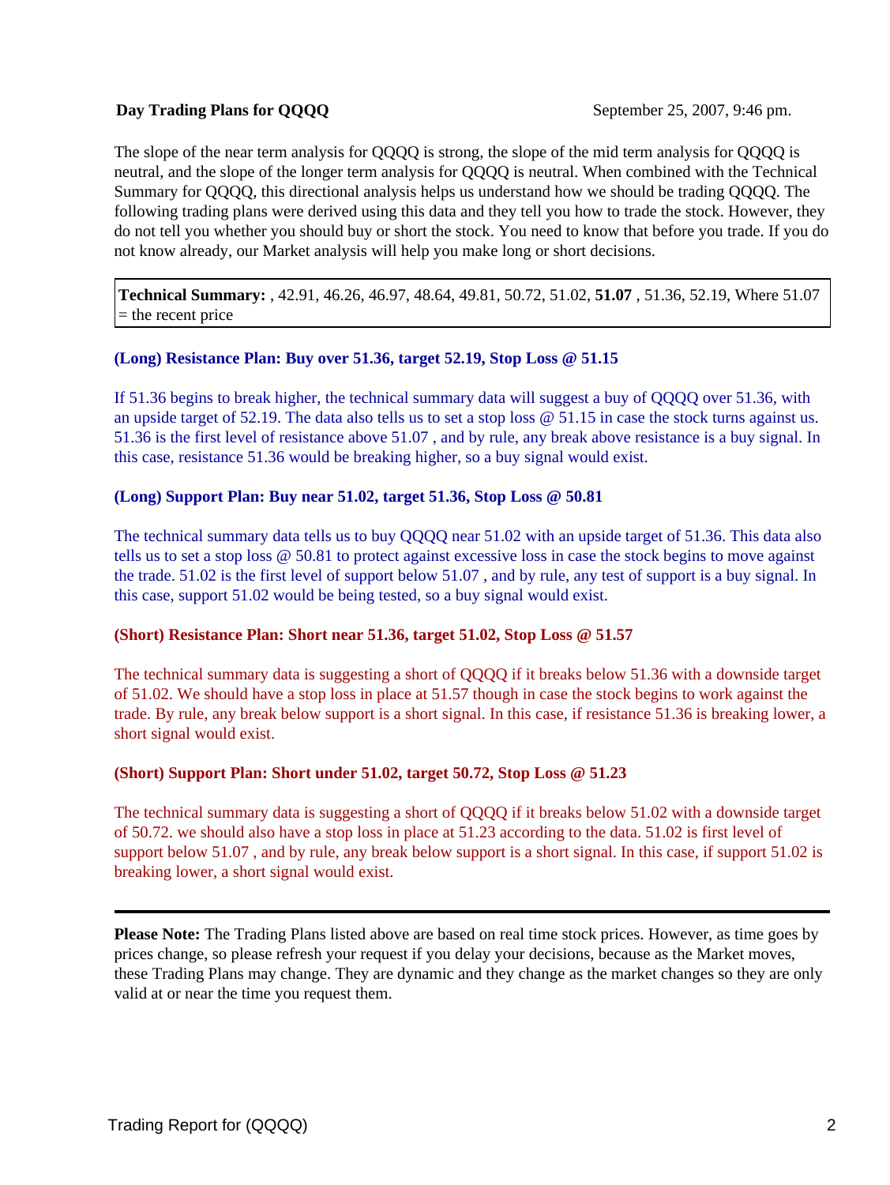**Day Trading Plans for QQQQ** September 25, 2007, 9:46 pm.

The slope of the near term analysis for QQQQ is strong, the slope of the mid term analysis for QQQQ is neutral, and the slope of the longer term analysis for QQQQ is neutral. When combined with the Technical Summary for QQQQ, this directional analysis helps us understand how we should be trading QQQQ. The following trading plans were derived using this data and they tell you how to trade the stock. However, they do not tell you whether you should buy or short the stock. You need to know that before you trade. If you do not know already, our Market analysis will help you make long or short decisions.

**Technical Summary:** , 42.91, 46.26, 46.97, 48.64, 49.81, 50.72, 51.02, **51.07** , 51.36, 52.19, Where 51.07 = the recent price

**(Long) Resistance Plan: Buy over 51.36, target 52.19, Stop Loss @ 51.15**

If 51.36 begins to break higher, the technical summary data will suggest a buy of QQQQ over 51.36, with an upside target of 52.19. The data also tells us to set a stop loss @ 51.15 in case the stock turns against us. 51.36 is the first level of resistance above 51.07 , and by rule, any break above resistance is a buy signal. In this case, resistance 51.36 would be breaking higher, so a buy signal would exist.

**(Long) Support Plan: Buy near 51.02, target 51.36, Stop Loss @ 50.81**

The technical summary data tells us to buy QQQQ near 51.02 with an upside target of 51.36. This data also tells us to set a stop loss @ 50.81 to protect against excessive loss in case the stock begins to move against the trade. 51.02 is the first level of support below 51.07 , and by rule, any test of support is a buy signal. In this case, support 51.02 would be being tested, so a buy signal would exist.

**(Short) Resistance Plan: Short near 51.36, target 51.02, Stop Loss @ 51.57**

The technical summary data is suggesting a short of QQQQ if it breaks below 51.36 with a downside target of 51.02. We should have a stop loss in place at 51.57 though in case the stock begins to work against the trade. By rule, any break below support is a short signal. In this case, if resistance 51.36 is breaking lower, a short signal would exist.

**(Short) Support Plan: Short under 51.02, target 50.72, Stop Loss @ 51.23**

The technical summary data is suggesting a short of QQQQ if it breaks below 51.02 with a downside target of 50.72. we should also have a stop loss in place at 51.23 according to the data. 51.02 is first level of support below 51.07 , and by rule, any break below support is a short signal. In this case, if support 51.02 is breaking lower, a short signal would exist.

---

**Please Note:** The Trading Plans listed above are based on real time stock prices. However, as time goes by prices change, so please refresh your request if you delay your decisions, because as the Market moves, these Trading Plans may change. They are dynamic and they change as the market changes so they are only valid at or near the time you request them.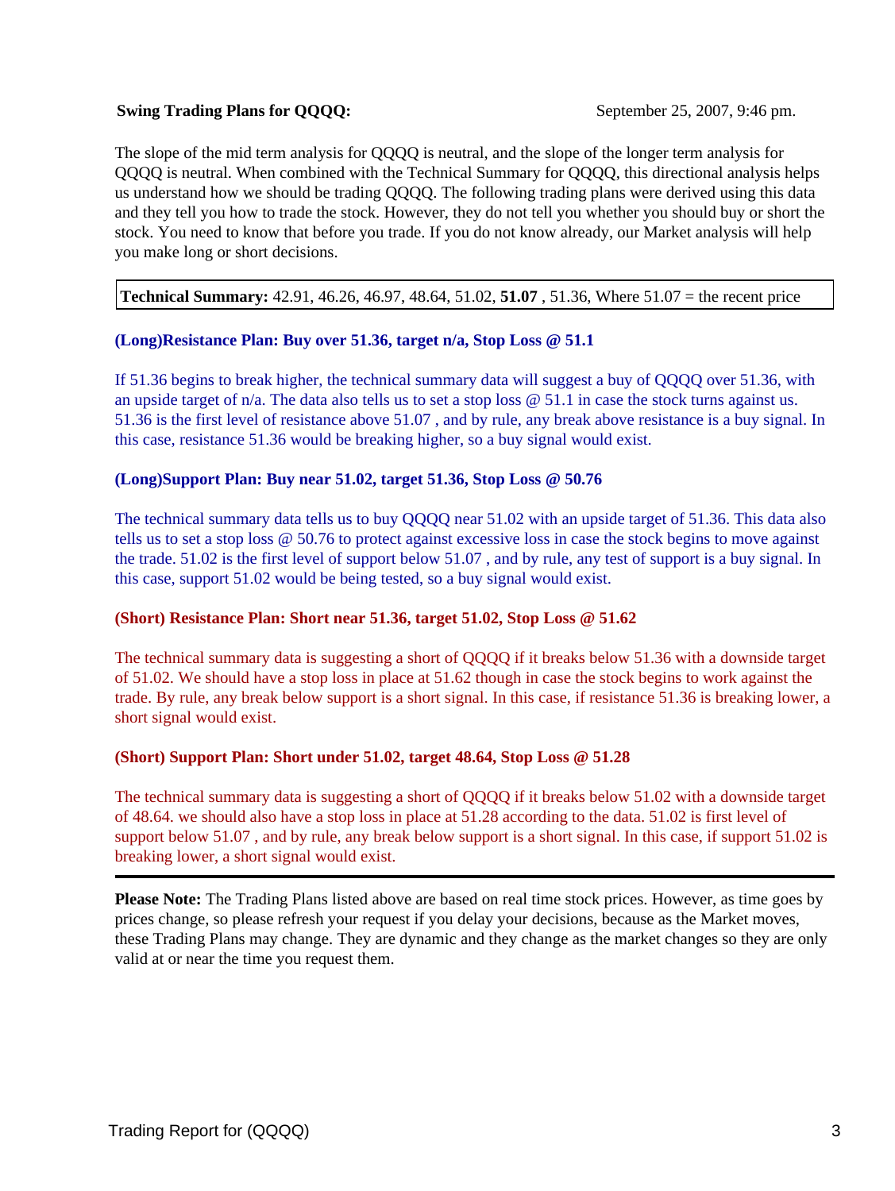**Swing Trading Plans for QQQQ:** September 25, 2007, 9:46 pm.

The slope of the mid term analysis for QQQQ is neutral, and the slope of the longer term analysis for QQQQ is neutral. When combined with the Technical Summary for QQQQ, this directional analysis helps us understand how we should be trading QQQQ. The following trading plans were derived using this data and they tell you how to trade the stock. However, they do not tell you whether you should buy or short the stock. You need to know that before you trade. If you do not know already, our Market analysis will help you make long or short decisions.

**Technical Summary:** 42.91, 46.26, 46.97, 48.64, 51.02, **51.07** , 51.36, Where 51.07 = the recent price

**(Long)Resistance Plan: Buy over 51.36, target n/a, Stop Loss @ 51.1**

If 51.36 begins to break higher, the technical summary data will suggest a buy of QQQQ over 51.36, with an upside target of n/a. The data also tells us to set a stop loss @ 51.1 in case the stock turns against us. 51.36 is the first level of resistance above 51.07 , and by rule, any break above resistance is a buy signal. In this case, resistance 51.36 would be breaking higher, so a buy signal would exist.

**(Long)Support Plan: Buy near 51.02, target 51.36, Stop Loss @ 50.76**

The technical summary data tells us to buy QQQQ near 51.02 with an upside target of 51.36. This data also tells us to set a stop loss @ 50.76 to protect against excessive loss in case the stock begins to move against the trade. 51.02 is the first level of support below 51.07 , and by rule, any test of support is a buy signal. In this case, support 51.02 would be being tested, so a buy signal would exist.

**(Short) Resistance Plan: Short near 51.36, target 51.02, Stop Loss @ 51.62**

The technical summary data is suggesting a short of QQQQ if it breaks below 51.36 with a downside target of 51.02. We should have a stop loss in place at 51.62 though in case the stock begins to work against the trade. By rule, any break below support is a short signal. In this case, if resistance 51.36 is breaking lower, a short signal would exist.

**(Short) Support Plan: Short under 51.02, target 48.64, Stop Loss @ 51.28**

The technical summary data is suggesting a short of QQQQ if it breaks below 51.02 with a downside target of 48.64. we should also have a stop loss in place at 51.28 according to the data. 51.02 is first level of support below 51.07 , and by rule, any break below support is a short signal. In this case, if support 51.02 is breaking lower, a short signal would exist.

---

**Please Note:** The Trading Plans listed above are based on real time stock prices. However, as time goes by prices change, so please refresh your request if you delay your decisions, because as the Market moves, these Trading Plans may change. They are dynamic and they change as the market changes so they are only valid at or near the time you request them.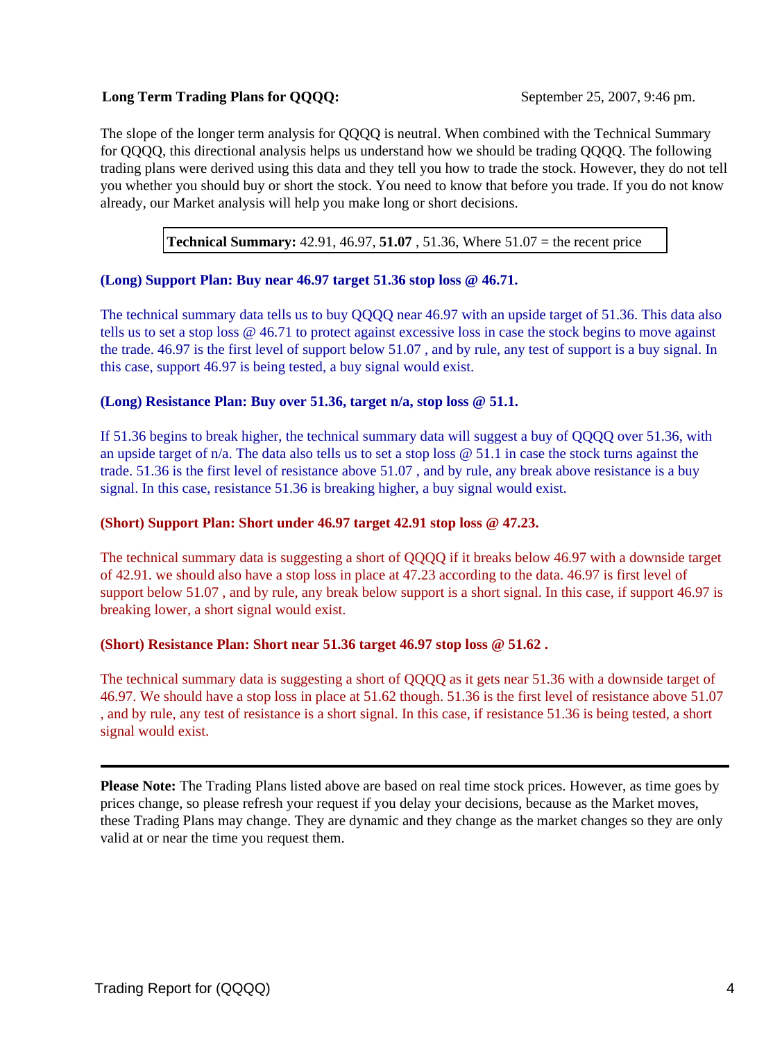**Long Term Trading Plans for QQQQ:** September 25, 2007, 9:46 pm.

The slope of the longer term analysis for QQQQ is neutral. When combined with the Technical Summary for QQQQ, this directional analysis helps us understand how we should be trading QQQQ. The following trading plans were derived using this data and they tell you how to trade the stock. However, they do not tell you whether you should buy or short the stock. You need to know that before you trade. If you do not know already, our Market analysis will help you make long or short decisions.

**Technical Summary:** 42.91, 46.97, **51.07** , 51.36, Where 51.07 = the recent price

**(Long) Support Plan: Buy near 46.97 target 51.36 stop loss @ 46.71.**

The technical summary data tells us to buy QQQQ near 46.97 with an upside target of 51.36. This data also tells us to set a stop loss @ 46.71 to protect against excessive loss in case the stock begins to move against the trade. 46.97 is the first level of support below 51.07 , and by rule, any test of support is a buy signal. In this case, support 46.97 is being tested, a buy signal would exist.

**(Long) Resistance Plan: Buy over 51.36, target n/a, stop loss @ 51.1.**

If 51.36 begins to break higher, the technical summary data will suggest a buy of QQQQ over 51.36, with an upside target of n/a. The data also tells us to set a stop loss @ 51.1 in case the stock turns against the trade. 51.36 is the first level of resistance above 51.07 , and by rule, any break above resistance is a buy signal. In this case, resistance 51.36 is breaking higher, a buy signal would exist.

**(Short) Support Plan: Short under 46.97 target 42.91 stop loss @ 47.23.**

The technical summary data is suggesting a short of QQQQ if it breaks below 46.97 with a downside target of 42.91. we should also have a stop loss in place at 47.23 according to the data. 46.97 is first level of support below 51.07 , and by rule, any break below support is a short signal. In this case, if support 46.97 is breaking lower, a short signal would exist.

**(Short) Resistance Plan: Short near 51.36 target 46.97 stop loss @ 51.62 .**

The technical summary data is suggesting a short of QQQQ as it gets near 51.36 with a downside target of 46.97. We should have a stop loss in place at 51.62 though. 51.36 is the first level of resistance above 51.07 , and by rule, any test of resistance is a short signal. In this case, if resistance 51.36 is being tested, a short signal would exist.

---

**Please Note:** The Trading Plans listed above are based on real time stock prices. However, as time goes by prices change, so please refresh your request if you delay your decisions, because as the Market moves, these Trading Plans may change. They are dynamic and they change as the market changes so they are only valid at or near the time you request them.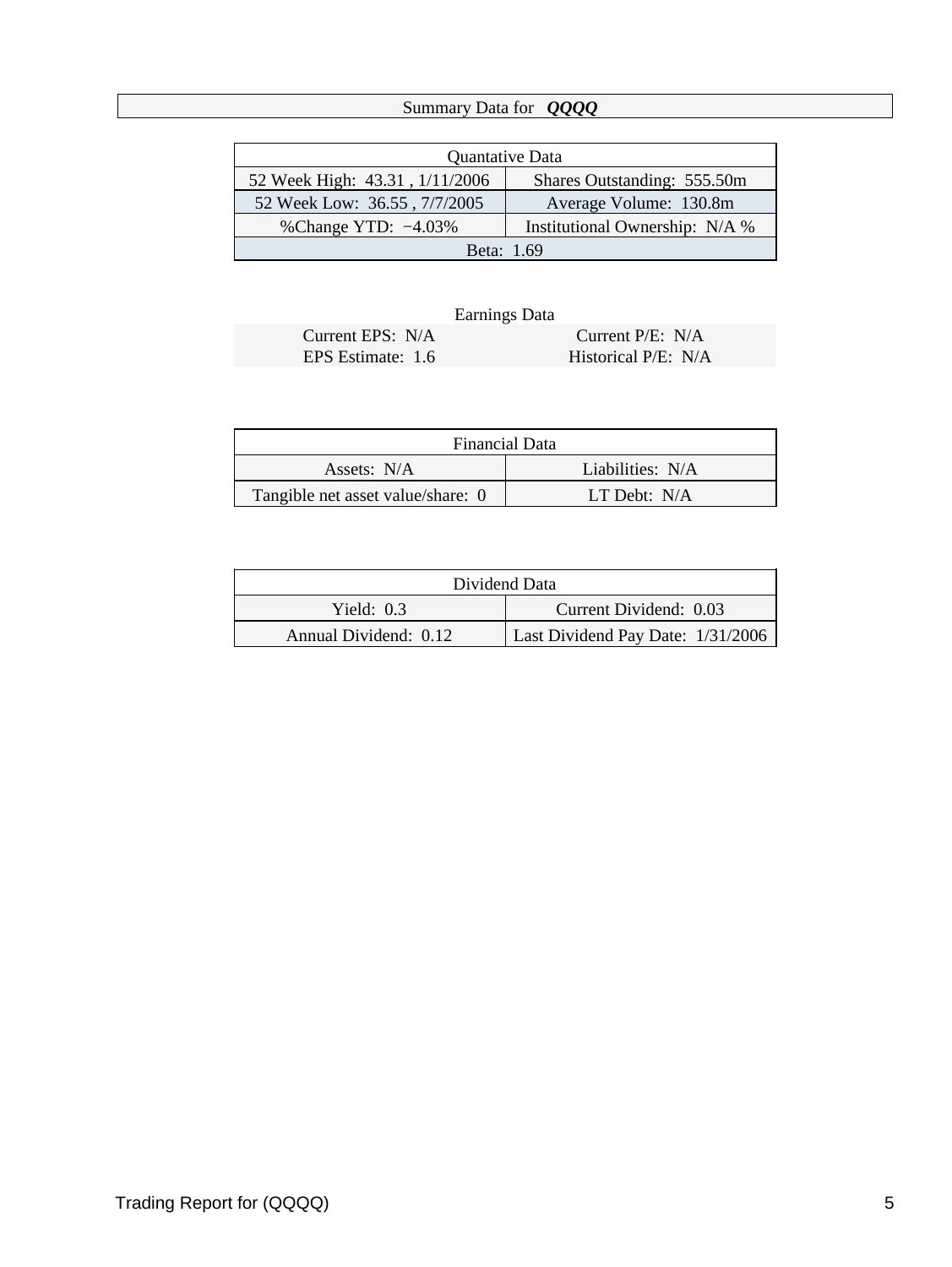Summary Data for ***QQQQ***

| Quantative Data | |
|---|---|
| 52 Week High: 43.31 , 1/11/2006 | Shares Outstanding: 555.50m |
| 52 Week Low: 36.55 , 7/7/2005 | Average Volume: 130.8m |
| %Change YTD: −4.03% | Institutional Ownership: N/A % |
| Beta: 1.69 | |

| Earnings Data | |
|---|---|
| Current EPS: N/A | Current P/E: N/A |
| EPS Estimate: 1.6 | Historical P/E: N/A |

| Financial Data | |
|---|---|
| Assets: N/A | Liabilities: N/A |
| Tangible net asset value/share: 0 | LT Debt: N/A |

| Dividend Data | |
|---|---|
| Yield: 0.3 | Current Dividend: 0.03 |
| Annual Dividend: 0.12 | Last Dividend Pay Date: 1/31/2006 |